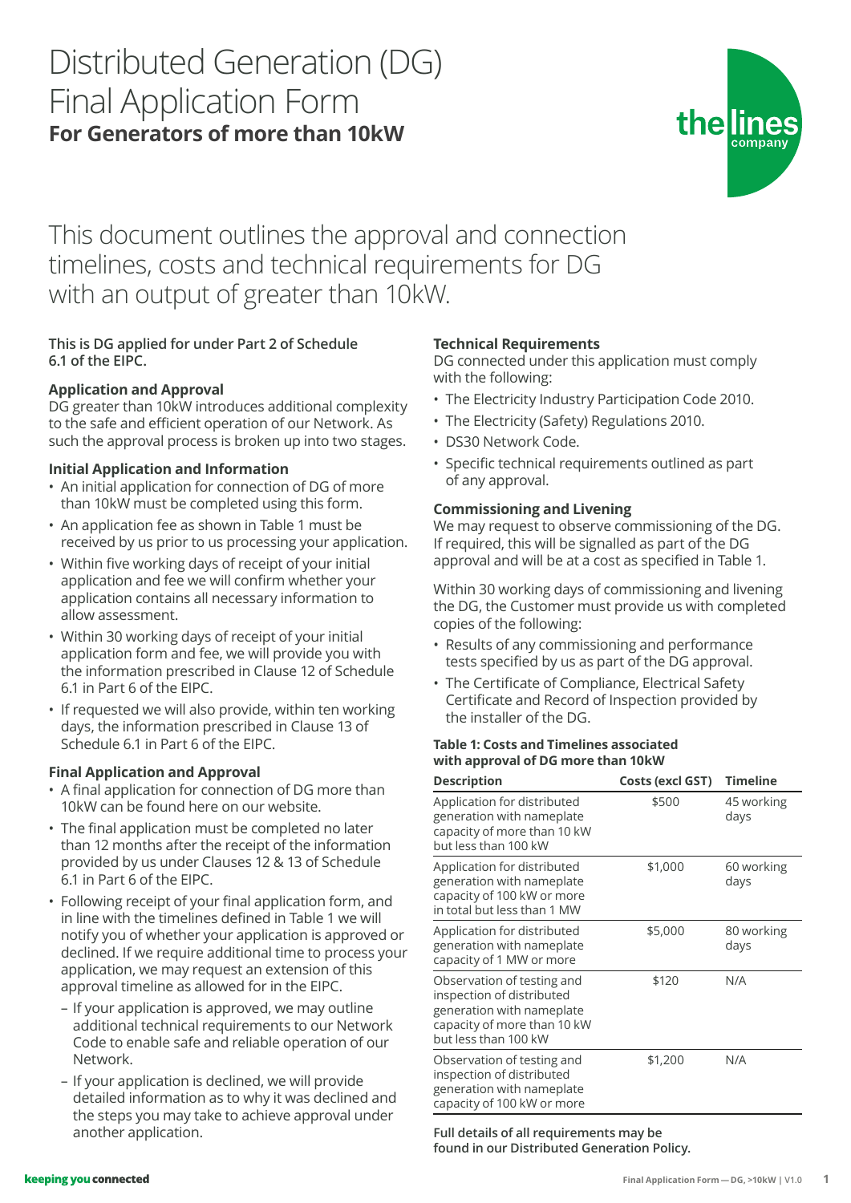# Distributed Generation (DG) Final Application Form

## For Generators of more than 10kW

This document outlines the approval and connection timelines, costs and technical requirements for DG with an output of greater than 10kW.

**This is DG applied for under Part 2 of Schedule 6.1 of the EIPC.**

### Application and Approval

DG greater than 10kW introduces additional complexity to the safe and efficient operation of our Network. As such the approval process is broken up into two stages.

### Initial Application and Information

- An initial application for connection of DG of more than 10kW must be completed using this form.
- An application fee as shown in Table 1 must be received by us prior to us processing your application.
- Within five working days of receipt of your initial application and fee we will confirm whether your application contains all necessary information to allow assessment.
- Within 30 working days of receipt of your initial application form and fee, we will provide you with the information prescribed in Clause 12 of Schedule 6.1 in Part 6 of the EIPC.
- If requested we will also provide, within ten working days, the information prescribed in Clause 13 of Schedule 6.1 in Part 6 of the EIPC.

### Final Application and Approval

- A final application for connection of DG more than 10kW can be found here on our website.
- The final application must be completed no later than 12 months after the receipt of the information provided by us under Clauses 12 & 13 of Schedule 6.1 in Part 6 of the EIPC.
- Following receipt of your final application form, and in line with the timelines defined in Table 1 we will notify you of whether your application is approved or declined. If we require additional time to process your application, we may request an extension of this approval timeline as allowed for in the EIPC.
  - If your application is approved, we may outline additional technical requirements to our Network Code to enable safe and reliable operation of our Network.
  - If your application is declined, we will provide detailed information as to why it was declined and the steps you may take to achieve approval under another application.

### Technical Requirements

DG connected under this application must comply with the following:

- The Electricity Industry Participation Code 2010.
- The Electricity (Safety) Regulations 2010.
- DS30 Network Code.
- Specific technical requirements outlined as part of any approval.

### Commissioning and Livening

We may request to observe commissioning of the DG. If required, this will be signalled as part of the DG approval and will be at a cost as specified in Table 1.

Within 30 working days of commissioning and livening the DG, the Customer must provide us with completed copies of the following:

- Results of any commissioning and performance tests specified by us as part of the DG approval.
- The Certificate of Compliance, Electrical Safety Certificate and Record of Inspection provided by the installer of the DG.

**Table 1: Costs and Timelines associated with approval of DG more than 10kW**

| Description | Costs (excl GST) | Timeline |
|---|---|---|
| Application for distributed generation with nameplate capacity of more than 10 kW but less than 100 kW | $500 | 45 working days |
| Application for distributed generation with nameplate capacity of 100 kW or more in total but less than 1 MW | $1,000 | 60 working days |
| Application for distributed generation with nameplate capacity of 1 MW or more | $5,000 | 80 working days |
| Observation of testing and inspection of distributed generation with nameplate capacity of more than 10 kW but less than 100 kW | $120 | N/A |
| Observation of testing and inspection of distributed generation with nameplate capacity of 100 kW or more | $1,200 | N/A |

**Full details of all requirements may be found in our Distributed Generation Policy.**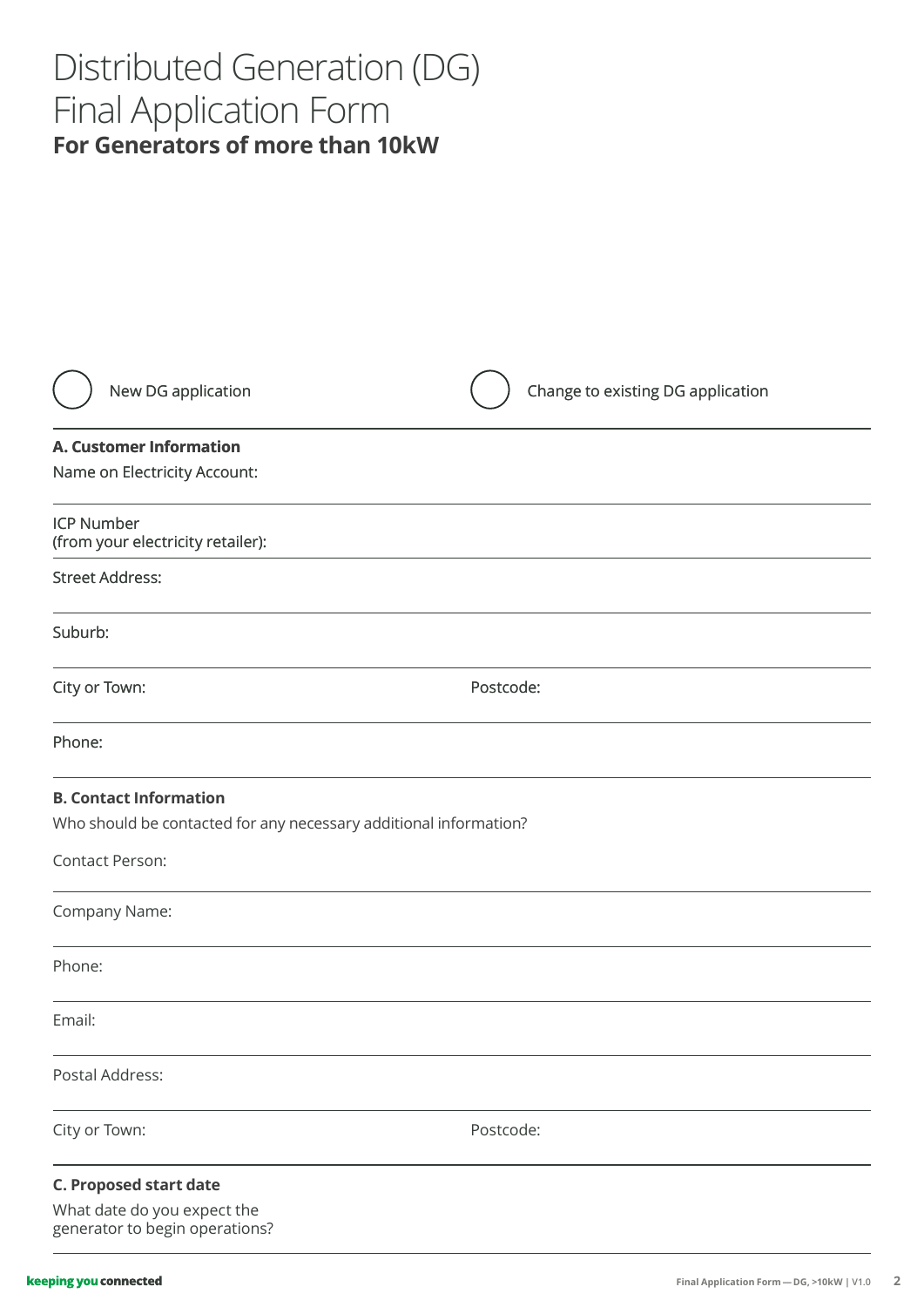# Distributed Generation (DG) Final Application Form

**For Generators of more than 10kW**

○ New DG application ○ Change to existing DG application

**A. Customer Information**

Name on Electricity Account:

ICP Number
(from your electricity retailer):

Street Address:

Suburb:

City or Town: Postcode:

Phone:

**B. Contact Information**

Who should be contacted for any necessary additional information?

Contact Person:

Company Name:

Phone:

Email:

Postal Address:

City or Town: Postcode:

**C. Proposed start date**

What date do you expect the generator to begin operations?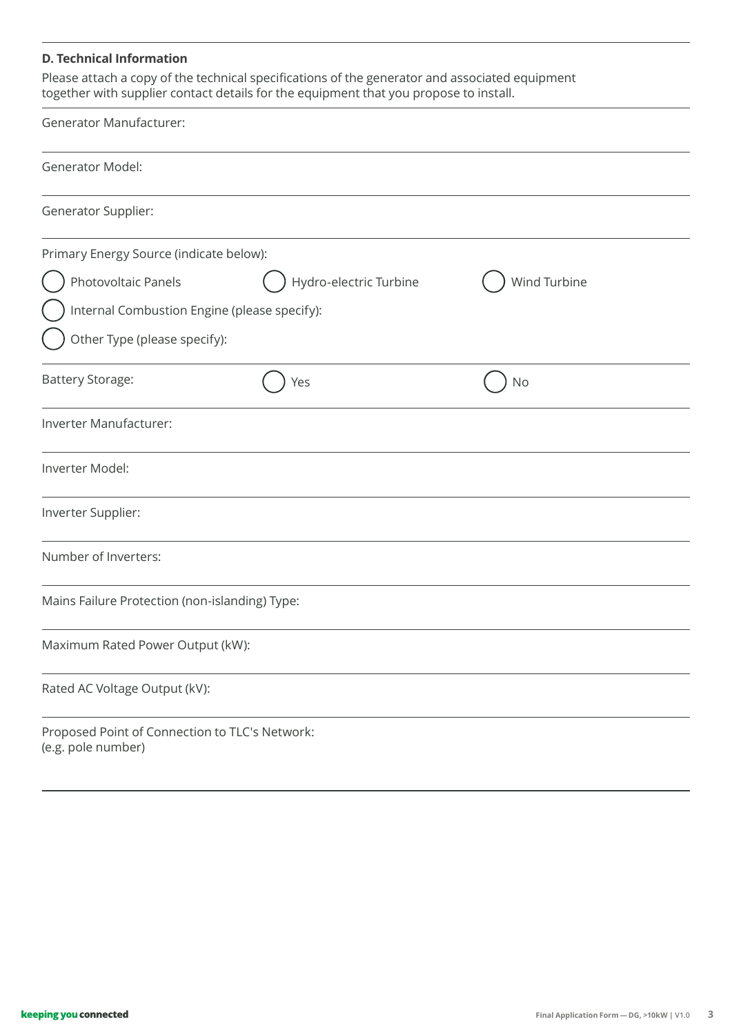### D. Technical Information

Please attach a copy of the technical specifications of the generator and associated equipment together with supplier contact details for the equipment that you propose to install.

Generator Manufacturer:

Generator Model:

Generator Supplier:

Primary Energy Source (indicate below):

- ◯ Photovoltaic Panels
- ◯ Hydro-electric Turbine
- ◯ Wind Turbine
- ◯ Internal Combustion Engine (please specify):
- ◯ Other Type (please specify):

Battery Storage: ◯ Yes ◯ No

Inverter Manufacturer:

Inverter Model:

Inverter Supplier:

Number of Inverters:

Mains Failure Protection (non-islanding) Type:

Maximum Rated Power Output (kW):

Rated AC Voltage Output (kV):

Proposed Point of Connection to TLC's Network:
(e.g. pole number)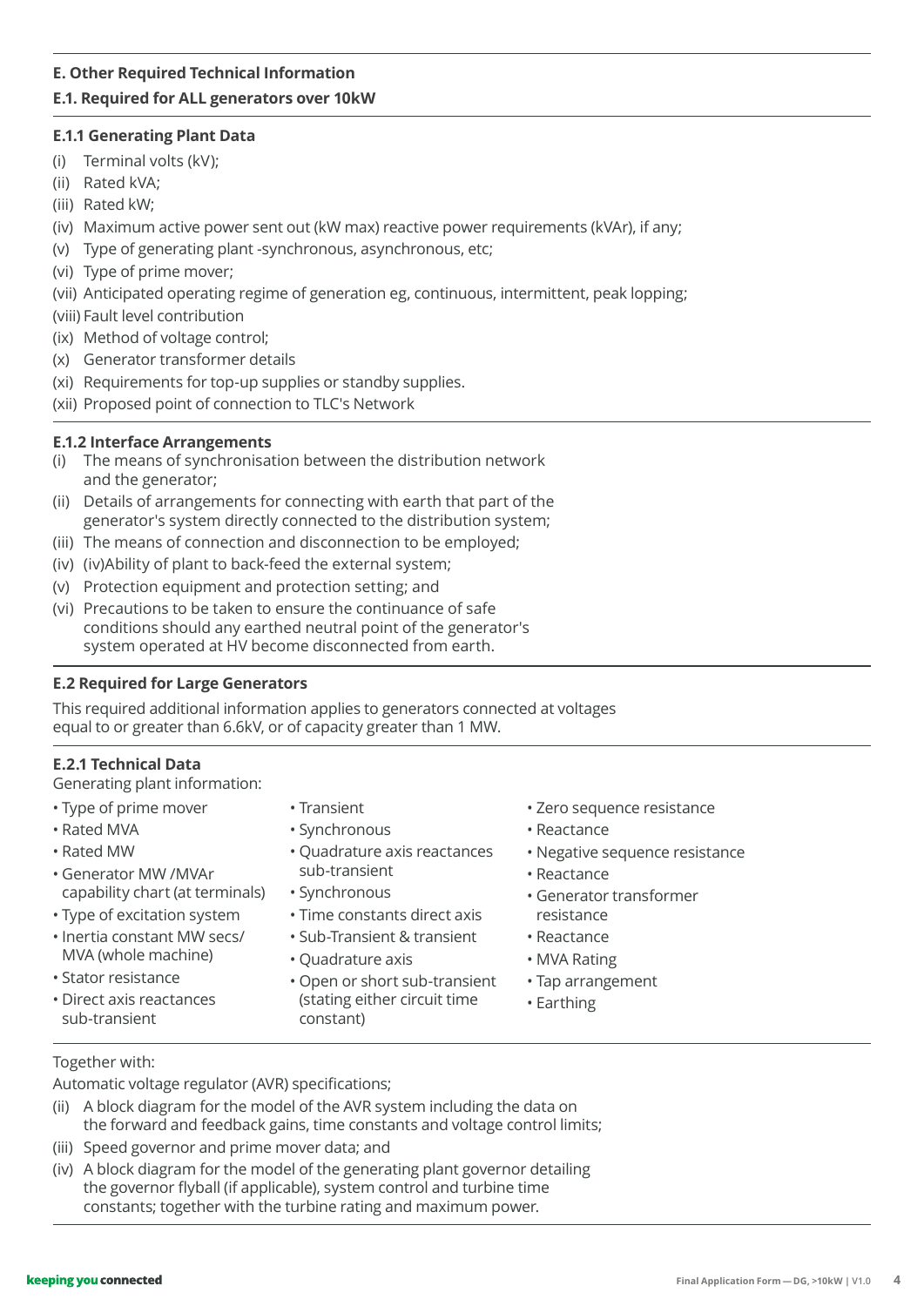## E. Other Required Technical Information

### E.1. Required for ALL generators over 10kW

#### E.1.1 Generating Plant Data

(i) Terminal volts (kV);
(ii) Rated kVA;
(iii) Rated kW;
(iv) Maximum active power sent out (kW max) reactive power requirements (kVAr), if any;
(v) Type of generating plant -synchronous, asynchronous, etc;
(vi) Type of prime mover;
(vii) Anticipated operating regime of generation eg, continuous, intermittent, peak lopping;
(viii) Fault level contribution
(ix) Method of voltage control;
(x) Generator transformer details
(xi) Requirements for top-up supplies or standby supplies.
(xii) Proposed point of connection to TLC's Network

#### E.1.2 Interface Arrangements

(i) The means of synchronisation between the distribution network and the generator;
(ii) Details of arrangements for connecting with earth that part of the generator's system directly connected to the distribution system;
(iii) The means of connection and disconnection to be employed;
(iv) (iv)Ability of plant to back-feed the external system;
(v) Protection equipment and protection setting; and
(vi) Precautions to be taken to ensure the continuance of safe conditions should any earthed neutral point of the generator's system operated at HV become disconnected from earth.

### E.2 Required for Large Generators

This required additional information applies to generators connected at voltages equal to or greater than 6.6kV, or of capacity greater than 1 MW.

#### E.2.1 Technical Data

Generating plant information:

- Type of prime mover
- Rated MVA
- Rated MW
- Generator MW /MVAr capability chart (at terminals)
- Type of excitation system
- Inertia constant MW secs/ MVA (whole machine)
- Stator resistance
- Direct axis reactances sub-transient
- Transient
- Synchronous
- Quadrature axis reactances sub-transient
- Synchronous
- Time constants direct axis
- Sub-Transient & transient
- Quadrature axis
- Open or short sub-transient (stating either circuit time constant)
- Zero sequence resistance
- Reactance
- Negative sequence resistance
- Reactance
- Generator transformer resistance
- Reactance
- MVA Rating
- Tap arrangement
- Earthing

Together with:

Automatic voltage regulator (AVR) specifications;

(ii) A block diagram for the model of the AVR system including the data on the forward and feedback gains, time constants and voltage control limits;
(iii) Speed governor and prime mover data; and
(iv) A block diagram for the model of the generating plant governor detailing the governor flyball (if applicable), system control and turbine time constants; together with the turbine rating and maximum power.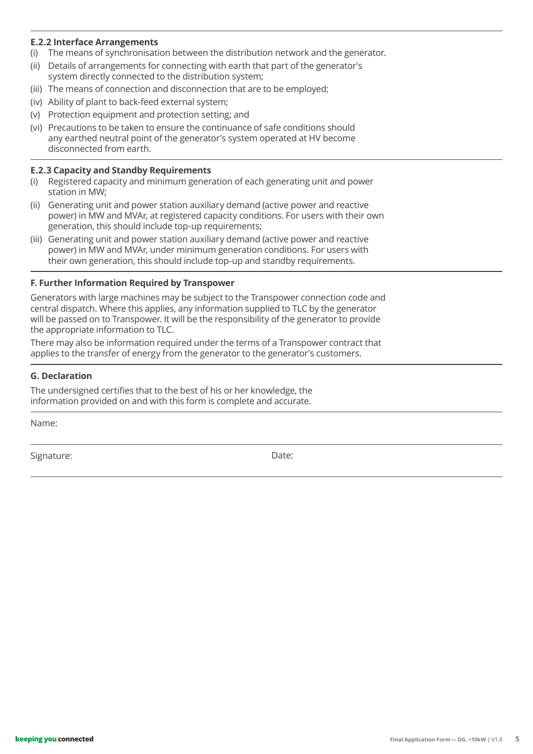### E.2.2 Interface Arrangements

(i) The means of synchronisation between the distribution network and the generator.

(ii) Details of arrangements for connecting with earth that part of the generator's system directly connected to the distribution system;

(iii) The means of connection and disconnection that are to be employed;

(iv) Ability of plant to back-feed external system;

(v) Protection equipment and protection setting; and

(vi) Precautions to be taken to ensure the continuance of safe conditions should any earthed neutral point of the generator's system operated at HV become disconnected from earth.

### E.2.3 Capacity and Standby Requirements

(i) Registered capacity and minimum generation of each generating unit and power station in MW;

(ii) Generating unit and power station auxiliary demand (active power and reactive power) in MW and MVAr, at registered capacity conditions. For users with their own generation, this should include top-up requirements;

(iii) Generating unit and power station auxiliary demand (active power and reactive power) in MW and MVAr, under minimum generation conditions. For users with their own generation, this should include top-up and standby requirements.

## F. Further Information Required by Transpower

Generators with large machines may be subject to the Transpower connection code and central dispatch. Where this applies, any information supplied to TLC by the generator will be passed on to Transpower. It will be the responsibility of the generator to provide the appropriate information to TLC.

There may also be information required under the terms of a Transpower contract that applies to the transfer of energy from the generator to the generator's customers.

## G. Declaration

The undersigned certifies that to the best of his or her knowledge, the information provided on and with this form is complete and accurate.

Name:

Signature: Date: